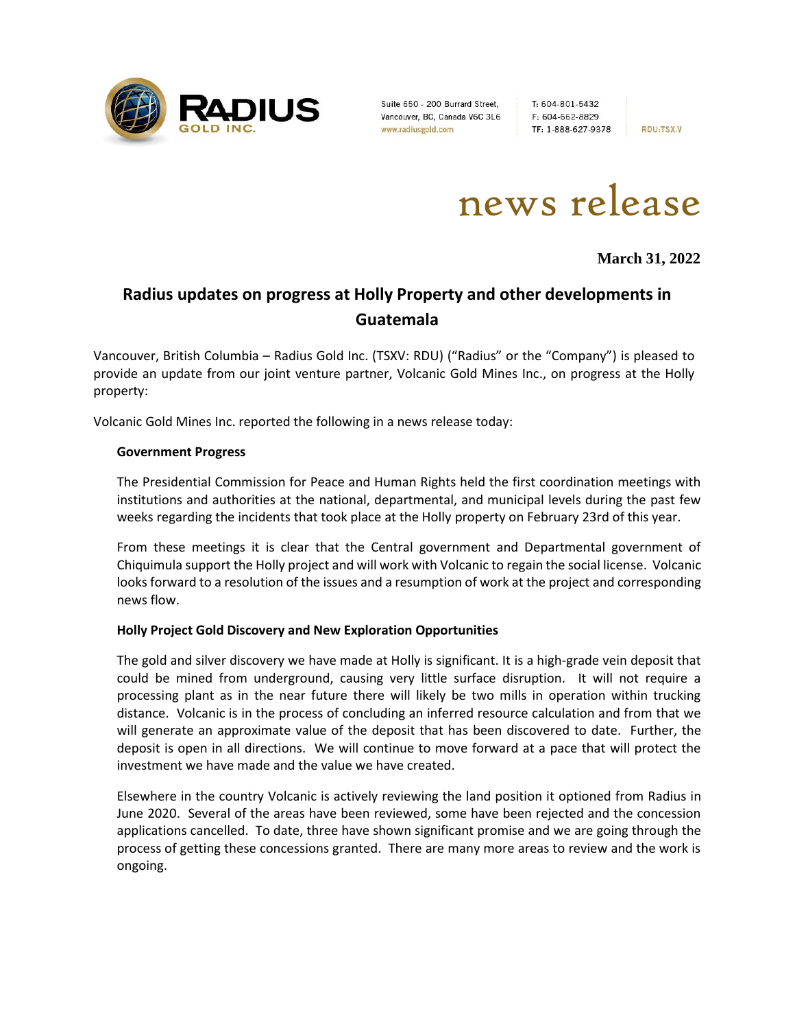Suite 650 - 200 Burrard Street,
Vancouver, BC, Canada V6C 3L6
www.radiusgold.com

T: 604-801-5432
F: 604-662-8829
TF: 1-888-627-9378

RDU:TSX.V

# news release

**March 31, 2022**

## Radius updates on progress at Holly Property and other developments in Guatemala

Vancouver, British Columbia – Radius Gold Inc. (TSXV: RDU) ("Radius" or the "Company") is pleased to provide an update from our joint venture partner, Volcanic Gold Mines Inc., on progress at the Holly property:

Volcanic Gold Mines Inc. reported the following in a news release today:

> **Government Progress**
>
> The Presidential Commission for Peace and Human Rights held the first coordination meetings with institutions and authorities at the national, departmental, and municipal levels during the past few weeks regarding the incidents that took place at the Holly property on February 23rd of this year.
>
> From these meetings it is clear that the Central government and Departmental government of Chiquimula support the Holly project and will work with Volcanic to regain the social license. Volcanic looks forward to a resolution of the issues and a resumption of work at the project and corresponding news flow.
>
> **Holly Project Gold Discovery and New Exploration Opportunities**
>
> The gold and silver discovery we have made at Holly is significant. It is a high-grade vein deposit that could be mined from underground, causing very little surface disruption. It will not require a processing plant as in the near future there will likely be two mills in operation within trucking distance. Volcanic is in the process of concluding an inferred resource calculation and from that we will generate an approximate value of the deposit that has been discovered to date. Further, the deposit is open in all directions. We will continue to move forward at a pace that will protect the investment we have made and the value we have created.
>
> Elsewhere in the country Volcanic is actively reviewing the land position it optioned from Radius in June 2020. Several of the areas have been reviewed, some have been rejected and the concession applications cancelled. To date, three have shown significant promise and we are going through the process of getting these concessions granted. There are many more areas to review and the work is ongoing.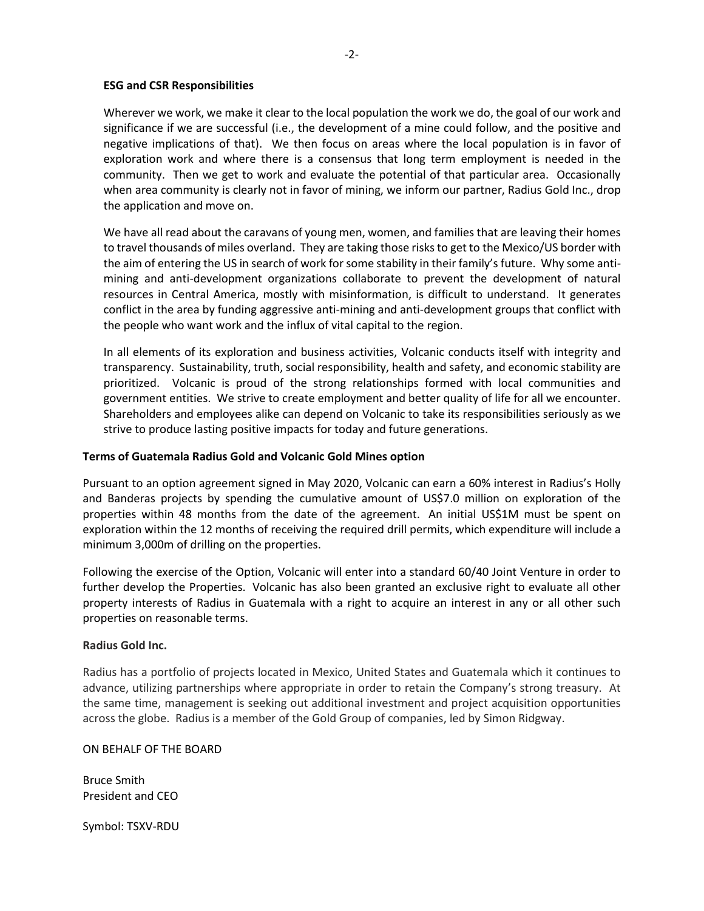**ESG and CSR Responsibilities**

Wherever we work, we make it clear to the local population the work we do, the goal of our work and significance if we are successful (i.e., the development of a mine could follow, and the positive and negative implications of that). We then focus on areas where the local population is in favor of exploration work and where there is a consensus that long term employment is needed in the community. Then we get to work and evaluate the potential of that particular area. Occasionally when area community is clearly not in favor of mining, we inform our partner, Radius Gold Inc., drop the application and move on.

We have all read about the caravans of young men, women, and families that are leaving their homes to travel thousands of miles overland. They are taking those risks to get to the Mexico/US border with the aim of entering the US in search of work for some stability in their family's future. Why some anti-mining and anti-development organizations collaborate to prevent the development of natural resources in Central America, mostly with misinformation, is difficult to understand. It generates conflict in the area by funding aggressive anti-mining and anti-development groups that conflict with the people who want work and the influx of vital capital to the region.

In all elements of its exploration and business activities, Volcanic conducts itself with integrity and transparency. Sustainability, truth, social responsibility, health and safety, and economic stability are prioritized. Volcanic is proud of the strong relationships formed with local communities and government entities. We strive to create employment and better quality of life for all we encounter. Shareholders and employees alike can depend on Volcanic to take its responsibilities seriously as we strive to produce lasting positive impacts for today and future generations.

**Terms of Guatemala Radius Gold and Volcanic Gold Mines option**

Pursuant to an option agreement signed in May 2020, Volcanic can earn a 60% interest in Radius's Holly and Banderas projects by spending the cumulative amount of US$7.0 million on exploration of the properties within 48 months from the date of the agreement. An initial US$1M must be spent on exploration within the 12 months of receiving the required drill permits, which expenditure will include a minimum 3,000m of drilling on the properties.

Following the exercise of the Option, Volcanic will enter into a standard 60/40 Joint Venture in order to further develop the Properties. Volcanic has also been granted an exclusive right to evaluate all other property interests of Radius in Guatemala with a right to acquire an interest in any or all other such properties on reasonable terms.

**Radius Gold Inc.**

Radius has a portfolio of projects located in Mexico, United States and Guatemala which it continues to advance, utilizing partnerships where appropriate in order to retain the Company's strong treasury. At the same time, management is seeking out additional investment and project acquisition opportunities across the globe. Radius is a member of the Gold Group of companies, led by Simon Ridgway.

ON BEHALF OF THE BOARD

Bruce Smith
President and CEO

Symbol: TSXV-RDU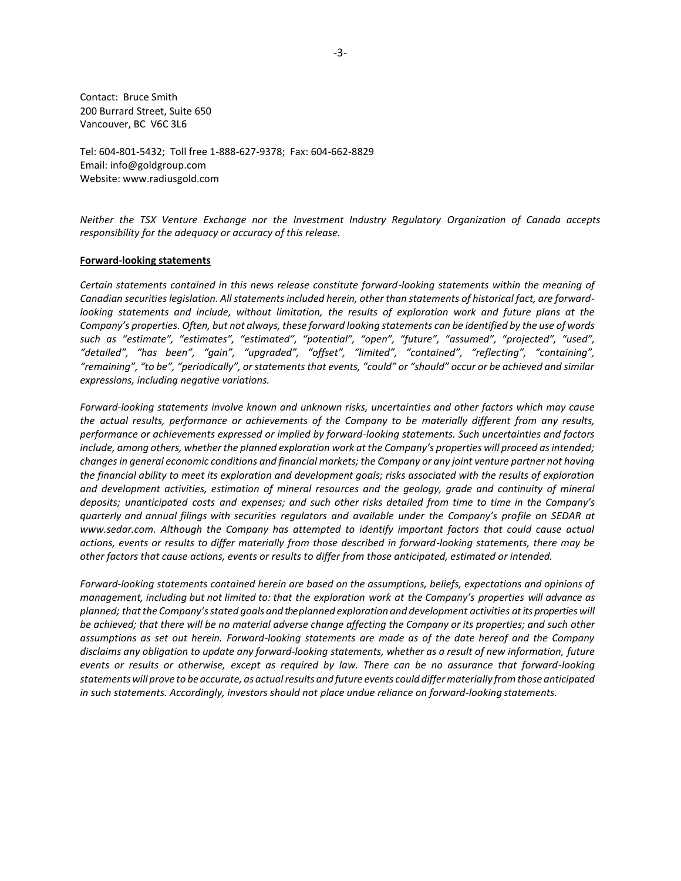Contact: Bruce Smith
200 Burrard Street, Suite 650
Vancouver, BC V6C 3L6

Tel: 604-801-5432; Toll free 1-888-627-9378; Fax: 604-662-8829
Email: info@goldgroup.com
Website: www.radiusgold.com

*Neither the TSX Venture Exchange nor the Investment Industry Regulatory Organization of Canada accepts responsibility for the adequacy or accuracy of this release.*

**Forward-looking statements**

*Certain statements contained in this news release constitute forward-looking statements within the meaning of Canadian securities legislation. All statements included herein, other than statements of historical fact, are forward-looking statements and include, without limitation, the results of exploration work and future plans at the Company's properties. Often, but not always, these forward looking statements can be identified by the use of words such as "estimate", "estimates", "estimated", "potential", "open", "future", "assumed", "projected", "used", "detailed", "has been", "gain", "upgraded", "offset", "limited", "contained", "reflecting", "containing", "remaining", "to be", "periodically", or statements that events, "could" or "should" occur or be achieved and similar expressions, including negative variations.*

*Forward-looking statements involve known and unknown risks, uncertainties and other factors which may cause the actual results, performance or achievements of the Company to be materially different from any results, performance or achievements expressed or implied by forward-looking statements. Such uncertainties and factors include, among others, whether the planned exploration work at the Company's properties will proceed as intended; changes in general economic conditions and financial markets; the Company or any joint venture partner not having the financial ability to meet its exploration and development goals; risks associated with the results of exploration and development activities, estimation of mineral resources and the geology, grade and continuity of mineral deposits; unanticipated costs and expenses; and such other risks detailed from time to time in the Company's quarterly and annual filings with securities regulators and available under the Company's profile on SEDAR at www.sedar.com. Although the Company has attempted to identify important factors that could cause actual actions, events or results to differ materially from those described in forward-looking statements, there may be other factors that cause actions, events or results to differ from those anticipated, estimated or intended.*

*Forward-looking statements contained herein are based on the assumptions, beliefs, expectations and opinions of management, including but not limited to: that the exploration work at the Company's properties will advance as planned; that the Company's stated goals and the planned exploration and development activities at its properties will be achieved; that there will be no material adverse change affecting the Company or its properties; and such other assumptions as set out herein. Forward-looking statements are made as of the date hereof and the Company disclaims any obligation to update any forward-looking statements, whether as a result of new information, future events or results or otherwise, except as required by law. There can be no assurance that forward-looking statements will prove to be accurate, as actual results and future events could differ materially from those anticipated in such statements. Accordingly, investors should not place undue reliance on forward-looking statements.*